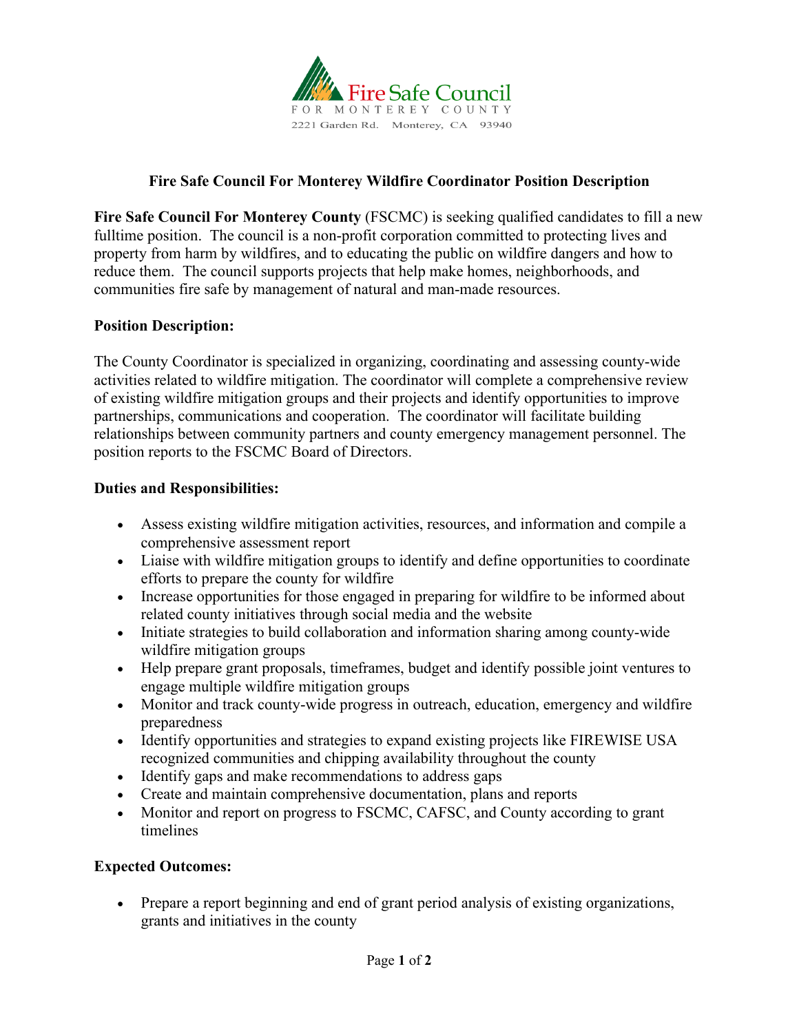Fire Safe Council

FOR MONTEREY COUNTY

2221 Garden Rd. Monterey, CA 93940

## Fire Safe Council For Monterey Wildfire Coordinator Position Description

**Fire Safe Council For Monterey County** (FSCMC) is seeking qualified candidates to fill a new fulltime position. The council is a non-profit corporation committed to protecting lives and property from harm by wildfires, and to educating the public on wildfire dangers and how to reduce them. The council supports projects that help make homes, neighborhoods, and communities fire safe by management of natural and man-made resources.

**Position Description:**

The County Coordinator is specialized in organizing, coordinating and assessing county-wide activities related to wildfire mitigation. The coordinator will complete a comprehensive review of existing wildfire mitigation groups and their projects and identify opportunities to improve partnerships, communications and cooperation. The coordinator will facilitate building relationships between community partners and county emergency management personnel. The position reports to the FSCMC Board of Directors.

**Duties and Responsibilities:**

- Assess existing wildfire mitigation activities, resources, and information and compile a comprehensive assessment report
- Liaise with wildfire mitigation groups to identify and define opportunities to coordinate efforts to prepare the county for wildfire
- Increase opportunities for those engaged in preparing for wildfire to be informed about related county initiatives through social media and the website
- Initiate strategies to build collaboration and information sharing among county-wide wildfire mitigation groups
- Help prepare grant proposals, timeframes, budget and identify possible joint ventures to engage multiple wildfire mitigation groups
- Monitor and track county-wide progress in outreach, education, emergency and wildfire preparedness
- Identify opportunities and strategies to expand existing projects like FIREWISE USA recognized communities and chipping availability throughout the county
- Identify gaps and make recommendations to address gaps
- Create and maintain comprehensive documentation, plans and reports
- Monitor and report on progress to FSCMC, CAFSC, and County according to grant timelines

**Expected Outcomes:**

- Prepare a report beginning and end of grant period analysis of existing organizations, grants and initiatives in the county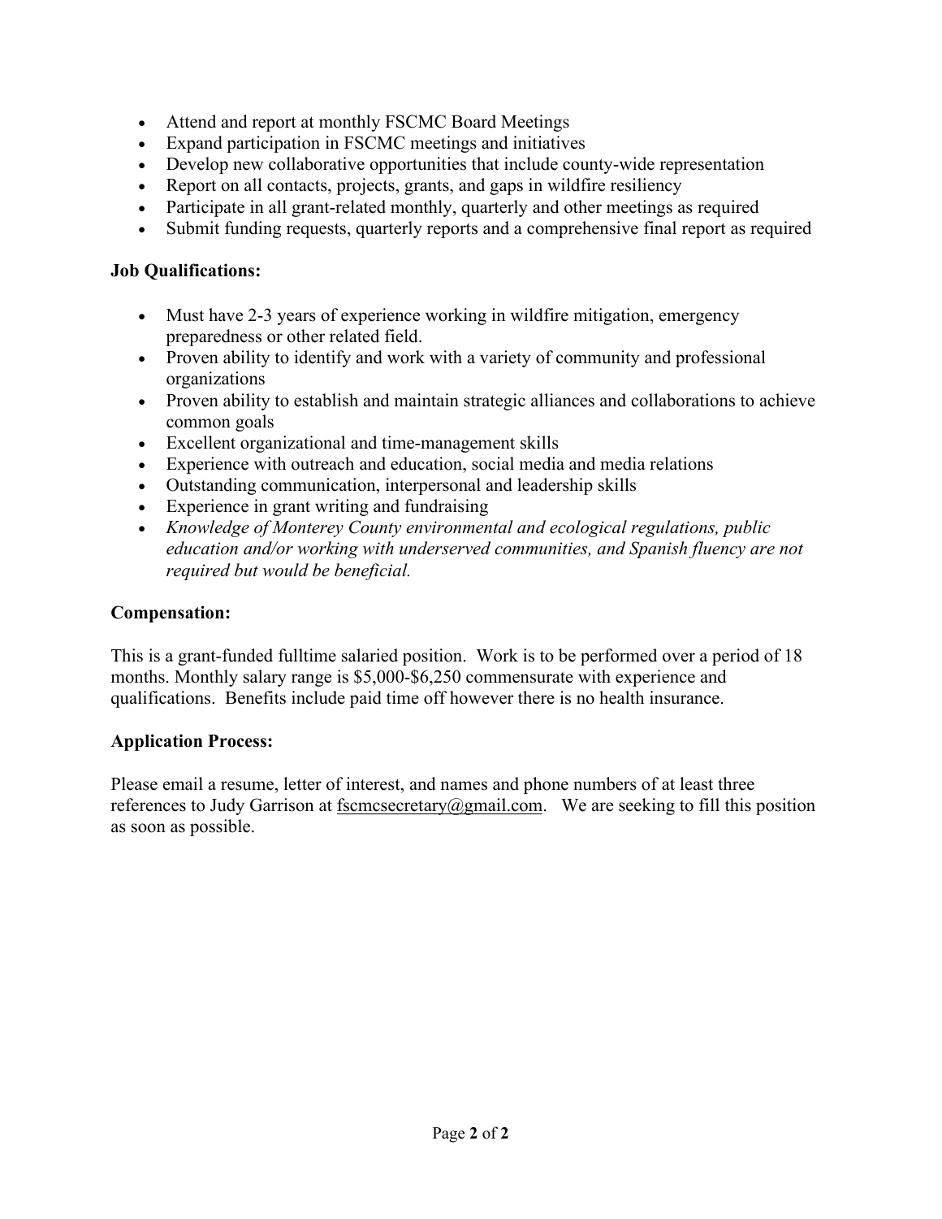- Attend and report at monthly FSCMC Board Meetings
- Expand participation in FSCMC meetings and initiatives
- Develop new collaborative opportunities that include county-wide representation
- Report on all contacts, projects, grants, and gaps in wildfire resiliency
- Participate in all grant-related monthly, quarterly and other meetings as required
- Submit funding requests, quarterly reports and a comprehensive final report as required

**Job Qualifications:**

- Must have 2-3 years of experience working in wildfire mitigation, emergency preparedness or other related field.
- Proven ability to identify and work with a variety of community and professional organizations
- Proven ability to establish and maintain strategic alliances and collaborations to achieve common goals
- Excellent organizational and time-management skills
- Experience with outreach and education, social media and media relations
- Outstanding communication, interpersonal and leadership skills
- Experience in grant writing and fundraising
- *Knowledge of Monterey County environmental and ecological regulations, public education and/or working with underserved communities, and Spanish fluency are not required but would be beneficial.*

**Compensation:**

This is a grant-funded fulltime salaried position. Work is to be performed over a period of 18 months. Monthly salary range is $5,000-$6,250 commensurate with experience and qualifications. Benefits include paid time off however there is no health insurance.

**Application Process:**

Please email a resume, letter of interest, and names and phone numbers of at least three references to Judy Garrison at fscmcsecretary@gmail.com. We are seeking to fill this position as soon as possible.